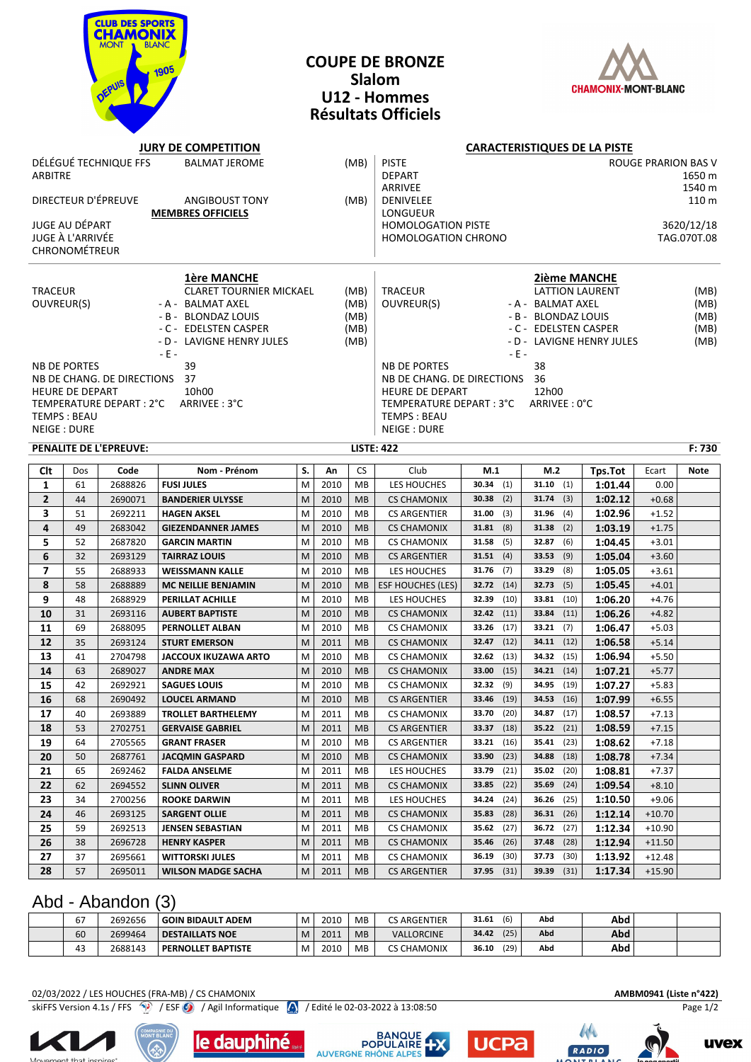# COUPE DE BRONZE
## Slalom
## U12 - Hommes
## Résultats Officiels

### JURY DE COMPETITION

DÉLÉGUÉ TECHNIQUE FFS — BALMAT JEROME (MB)
ARBITRE

DIRECTEUR D'ÉPREUVE — ANGIBOUST TONY (MB)

**MEMBRES OFFICIELS**

JUGE AU DÉPART
JUGE À L'ARRIVÉE
CHRONOMÉTREUR

### CARACTERISTIQUES DE LA PISTE

| | |
|---|---|
| PISTE | ROUGE PRARION BAS V |
| DEPART | 1650 m |
| ARRIVEE | 1540 m |
| DENIVELEE | 110 m |
| LONGUEUR | |
| HOMOLOGATION PISTE | 3620/12/18 |
| HOMOLOGATION CHRONO | TAG.070T.08 |

### 1ère MANCHE

TRACEUR — CLARET TOURNIER MICKAEL (MB)
OUVREUR(S) — A - BALMAT AXEL (MB); B - BLONDAZ LOUIS (MB); C - EDELSTEN CASPER (MB); D - LAVIGNE HENRY JULES (MB); E -

NB DE PORTES: 39
NB DE CHANG. DE DIRECTIONS: 37
HEURE DE DEPART: 10h00
TEMPERATURE DEPART : 2°C ARRIVEE : 3°C
TEMPS : BEAU
NEIGE : DURE

### 2ième MANCHE

TRACEUR — LATTION LAURENT (MB)
OUVREUR(S) — A - BALMAT AXEL (MB); B - BLONDAZ LOUIS (MB); C - EDELSTEN CASPER (MB); D - LAVIGNE HENRY JULES (MB); E -

NB DE PORTES: 38
NB DE CHANG. DE DIRECTIONS: 36
HEURE DE DEPART: 12h00
TEMPERATURE DEPART : 3°C ARRIVEE : 0°C
TEMPS : BEAU
NEIGE : DURE

**PENALITE DE L'EPREUVE:** **LISTE: 422** **F: 730**

| Clt | Dos | Code | Nom - Prénom | S. | An | CS | Club | M.1 | M.2 | Tps.Tot | Ecart | Note |
|---|---|---|---|---|---|---|---|---|---|---|---|---|
| 1 | 61 | 2688826 | FUSI JULES | M | 2010 | MB | LES HOUCHES | 30.34 (1) | 31.10 (1) | 1:01.44 | 0.00 | |
| 2 | 44 | 2690071 | BANDERIER ULYSSE | M | 2010 | MB | CS CHAMONIX | 30.38 (2) | 31.74 (3) | 1:02.12 | +0.68 | |
| 3 | 51 | 2692211 | HAGEN AKSEL | M | 2010 | MB | CS ARGENTIER | 31.00 (3) | 31.96 (4) | 1:02.96 | +1.52 | |
| 4 | 49 | 2683042 | GIEZENDANNER JAMES | M | 2010 | MB | CS CHAMONIX | 31.81 (8) | 31.38 (2) | 1:03.19 | +1.75 | |
| 5 | 52 | 2687820 | GARCIN MARTIN | M | 2010 | MB | CS CHAMONIX | 31.58 (5) | 32.87 (6) | 1:04.45 | +3.01 | |
| 6 | 32 | 2693129 | TAIRRAZ LOUIS | M | 2010 | MB | CS ARGENTIER | 31.51 (4) | 33.53 (9) | 1:05.04 | +3.60 | |
| 7 | 55 | 2688933 | WEISSMANN KALLE | M | 2010 | MB | LES HOUCHES | 31.76 (7) | 33.29 (8) | 1:05.05 | +3.61 | |
| 8 | 58 | 2688889 | MC NEILLIE BENJAMIN | M | 2010 | MB | ESF HOUCHES (LES) | 32.72 (14) | 32.73 (5) | 1:05.45 | +4.01 | |
| 9 | 48 | 2688929 | PERILLAT ACHILLE | M | 2010 | MB | LES HOUCHES | 32.39 (10) | 33.81 (10) | 1:06.20 | +4.76 | |
| 10 | 31 | 2693116 | AUBERT BAPTISTE | M | 2010 | MB | CS CHAMONIX | 32.42 (11) | 33.84 (11) | 1:06.26 | +4.82 | |
| 11 | 69 | 2688095 | PERNOLLET ALBAN | M | 2010 | MB | CS CHAMONIX | 33.26 (17) | 33.21 (7) | 1:06.47 | +5.03 | |
| 12 | 35 | 2693124 | STURT EMERSON | M | 2011 | MB | CS CHAMONIX | 32.47 (12) | 34.11 (12) | 1:06.58 | +5.14 | |
| 13 | 41 | 2704798 | JACCOUX IKUZAWA ARTO | M | 2010 | MB | CS CHAMONIX | 32.62 (13) | 34.32 (15) | 1:06.94 | +5.50 | |
| 14 | 63 | 2689027 | ANDRE MAX | M | 2010 | MB | CS CHAMONIX | 33.00 (15) | 34.21 (14) | 1:07.21 | +5.77 | |
| 15 | 42 | 2692921 | SAGUES LOUIS | M | 2010 | MB | CS CHAMONIX | 32.32 (9) | 34.95 (19) | 1:07.27 | +5.83 | |
| 16 | 68 | 2690492 | LOUCEL ARMAND | M | 2010 | MB | CS ARGENTIER | 33.46 (19) | 34.53 (16) | 1:07.99 | +6.55 | |
| 17 | 40 | 2693889 | TROLLET BARTHELEMY | M | 2011 | MB | CS CHAMONIX | 33.70 (20) | 34.87 (17) | 1:08.57 | +7.13 | |
| 18 | 53 | 2702751 | GERVAISE GABRIEL | M | 2011 | MB | CS ARGENTIER | 33.37 (18) | 35.22 (21) | 1:08.59 | +7.15 | |
| 19 | 64 | 2705565 | GRANT FRASER | M | 2010 | MB | CS ARGENTIER | 33.21 (16) | 35.41 (23) | 1:08.62 | +7.18 | |
| 20 | 50 | 2687761 | JACQMIN GASPARD | M | 2010 | MB | CS CHAMONIX | 33.90 (23) | 34.88 (18) | 1:08.78 | +7.34 | |
| 21 | 65 | 2692462 | FALDA ANSELME | M | 2011 | MB | LES HOUCHES | 33.79 (21) | 35.02 (20) | 1:08.81 | +7.37 | |
| 22 | 62 | 2694552 | SLINN OLIVER | M | 2011 | MB | CS CHAMONIX | 33.85 (22) | 35.69 (24) | 1:09.54 | +8.10 | |
| 23 | 34 | 2700256 | ROOKE DARWIN | M | 2011 | MB | LES HOUCHES | 34.24 (24) | 36.26 (25) | 1:10.50 | +9.06 | |
| 24 | 46 | 2693125 | SARGENT OLLIE | M | 2011 | MB | CS CHAMONIX | 35.83 (28) | 36.31 (26) | 1:12.14 | +10.70 | |
| 25 | 59 | 2692513 | JENSEN SEBASTIAN | M | 2011 | MB | CS CHAMONIX | 35.62 (27) | 36.72 (27) | 1:12.34 | +10.90 | |
| 26 | 38 | 2696728 | HENRY KASPER | M | 2011 | MB | CS CHAMONIX | 35.46 (26) | 37.48 (28) | 1:12.94 | +11.50 | |
| 27 | 37 | 2695661 | WITTORSKI JULES | M | 2011 | MB | CS CHAMONIX | 36.19 (30) | 37.73 (30) | 1:13.92 | +12.48 | |
| 28 | 57 | 2695011 | WILSON MADGE SACHA | M | 2010 | MB | CS ARGENTIER | 37.95 (31) | 39.39 (31) | 1:17.34 | +15.90 | |

## Abd - Abandon (3)

| Clt | Dos | Code | Nom - Prénom | S. | An | CS | Club | M.1 | M.2 | Tps.Tot | Ecart | Note |
|---|---|---|---|---|---|---|---|---|---|---|---|---|
| | 67 | 2692656 | GOIN BIDAULT ADEM | M | 2010 | MB | CS ARGENTIER | 31.61 (6) | Abd | Abd | | |
| | 60 | 2699464 | DESTAILLATS NOE | M | 2011 | MB | VALLORCINE | 34.42 (25) | Abd | Abd | | |
| | 43 | 2688143 | PERNOLLET BAPTISTE | M | 2010 | MB | CS CHAMONIX | 36.10 (29) | Abd | Abd | | |

02/03/2022 / LES HOUCHES (FRA-MB) / CS CHAMONIX — AMBM0941 (Liste n°422)
skiFFS Version 4.1s / FFS / ESF / Agil Informatique / Edité le 02-03-2022 à 13:08:50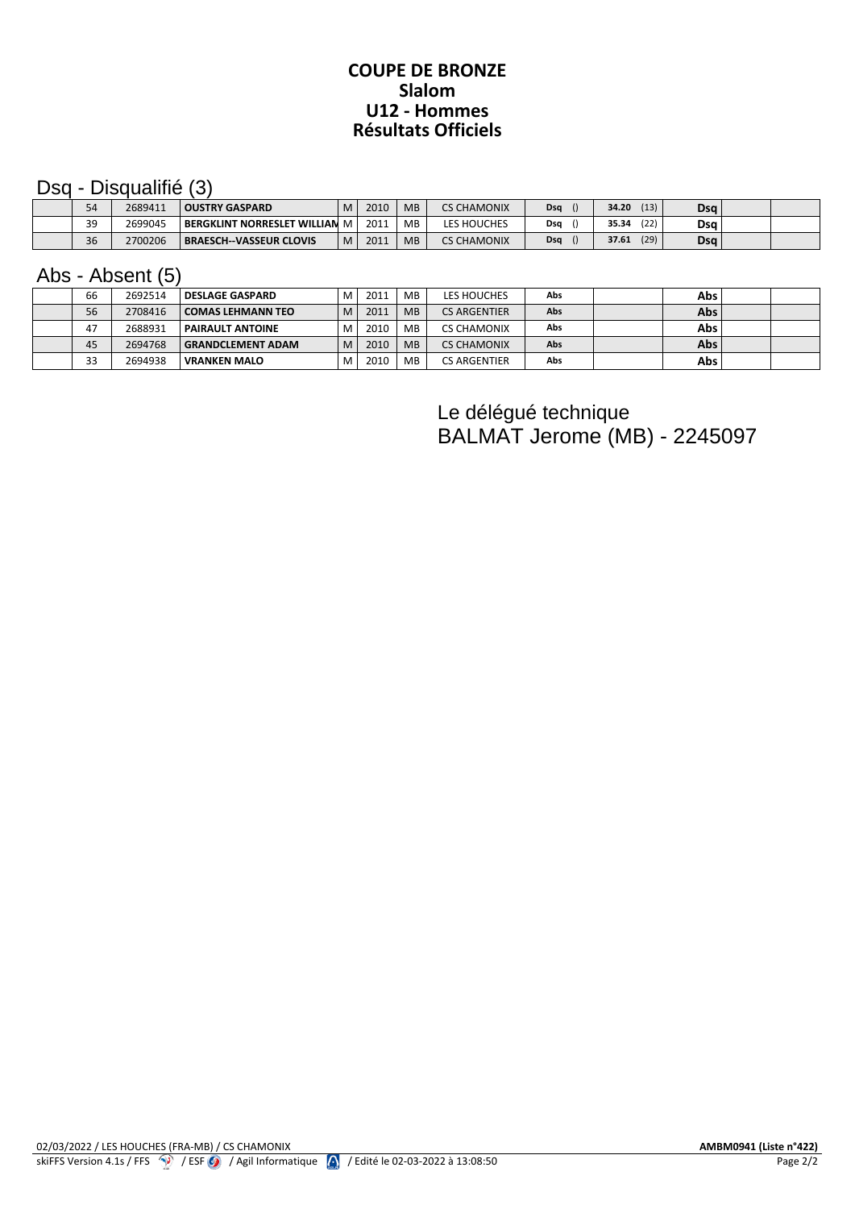**COUPE DE BRONZE**
**Slalom**
**U12 - Hommes**
**Résultats Officiels**

## Dsq - Disqualifié (3)

| | | | | | | | | | | | | |
|---|---|---|---|---|---|---|---|---|---|---|---|---|
| | 54 | 2689411 | **OUSTRY GASPARD** | M | 2010 | MB | CS CHAMONIX | **Dsq** () | **34.20** (13) | **Dsq** | | |
| | 39 | 2699045 | **BERGKLINT NORRESLET WILLIAM** | M | 2011 | MB | LES HOUCHES | **Dsq** () | **35.34** (22) | **Dsq** | | |
| | 36 | 2700206 | **BRAESCH--VASSEUR CLOVIS** | M | 2011 | MB | CS CHAMONIX | **Dsq** () | **37.61** (29) | **Dsq** | | |

## Abs - Absent (5)

| | | | | | | | | | | | | |
|---|---|---|---|---|---|---|---|---|---|---|---|---|
| | 66 | 2692514 | **DESLAGE GASPARD** | M | 2011 | MB | LES HOUCHES | **Abs** | | **Abs** | | |
| | 56 | 2708416 | **COMAS LEHMANN TEO** | M | 2011 | MB | CS ARGENTIER | **Abs** | | **Abs** | | |
| | 47 | 2688931 | **PAIRAULT ANTOINE** | M | 2010 | MB | CS CHAMONIX | **Abs** | | **Abs** | | |
| | 45 | 2694768 | **GRANDCLEMENT ADAM** | M | 2010 | MB | CS CHAMONIX | **Abs** | | **Abs** | | |
| | 33 | 2694938 | **VRANKEN MALO** | M | 2010 | MB | CS ARGENTIER | **Abs** | | **Abs** | | |

Le délégué technique
BALMAT Jerome (MB) - 2245097

02/03/2022 / LES HOUCHES (FRA-MB) / CS CHAMONIX **AMBM0941 (Liste n°422)**
skiFFS Version 4.1s / FFS / ESF / Agil Informatique / Edité le 02-03-2022 à 13:08:50